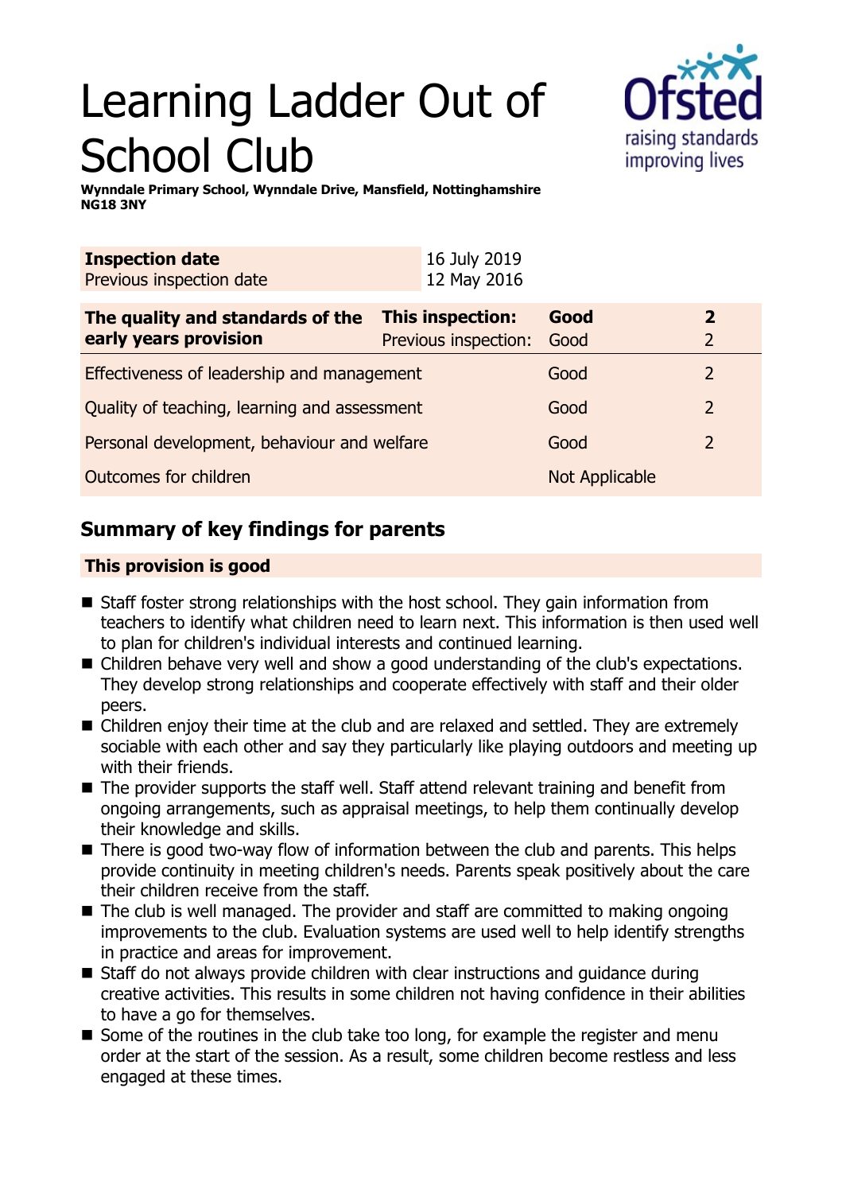# Learning Ladder Out of School Club

**Wynndale Primary School, Wynndale Drive, Mansfield, Nottinghamshire NG18 3NY**

| **Inspection date** | 16 July 2019 |
|---|---|
| Previous inspection date | 12 May 2016 |

| **The quality and standards of the early years provision** | **This inspection:** | **Good** | **2** |
|---|---|---|---|
| | Previous inspection: | Good | 2 |
| Effectiveness of leadership and management | | Good | 2 |
| Quality of teaching, learning and assessment | | Good | 2 |
| Personal development, behaviour and welfare | | Good | 2 |
| Outcomes for children | | Not Applicable | |

## Summary of key findings for parents

**This provision is good**

- Staff foster strong relationships with the host school. They gain information from teachers to identify what children need to learn next. This information is then used well to plan for children's individual interests and continued learning.
- Children behave very well and show a good understanding of the club's expectations. They develop strong relationships and cooperate effectively with staff and their older peers.
- Children enjoy their time at the club and are relaxed and settled. They are extremely sociable with each other and say they particularly like playing outdoors and meeting up with their friends.
- The provider supports the staff well. Staff attend relevant training and benefit from ongoing arrangements, such as appraisal meetings, to help them continually develop their knowledge and skills.
- There is good two-way flow of information between the club and parents. This helps provide continuity in meeting children's needs. Parents speak positively about the care their children receive from the staff.
- The club is well managed. The provider and staff are committed to making ongoing improvements to the club. Evaluation systems are used well to help identify strengths in practice and areas for improvement.
- Staff do not always provide children with clear instructions and guidance during creative activities. This results in some children not having confidence in their abilities to have a go for themselves.
- Some of the routines in the club take too long, for example the register and menu order at the start of the session. As a result, some children become restless and less engaged at these times.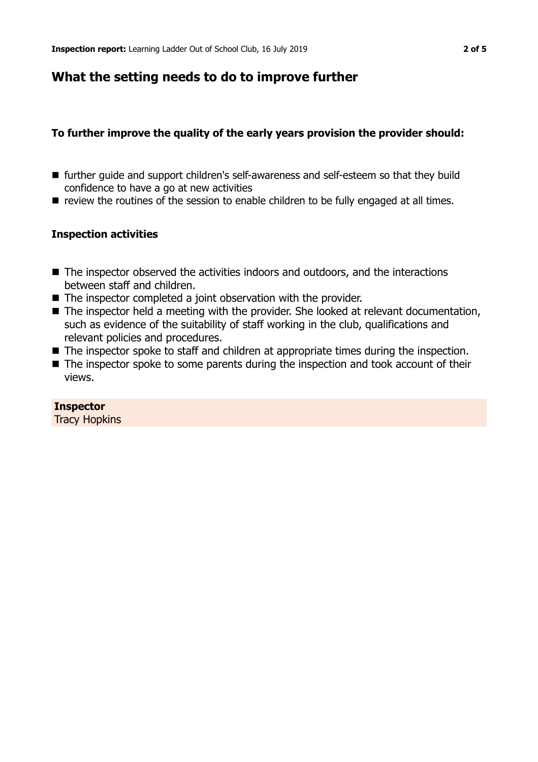## What the setting needs to do to improve further

**To further improve the quality of the early years provision the provider should:**

- further guide and support children's self-awareness and self-esteem so that they build confidence to have a go at new activities
- review the routines of the session to enable children to be fully engaged at all times.

### Inspection activities

- The inspector observed the activities indoors and outdoors, and the interactions between staff and children.
- The inspector completed a joint observation with the provider.
- The inspector held a meeting with the provider. She looked at relevant documentation, such as evidence of the suitability of staff working in the club, qualifications and relevant policies and procedures.
- The inspector spoke to staff and children at appropriate times during the inspection.
- The inspector spoke to some parents during the inspection and took account of their views.

**Inspector**
Tracy Hopkins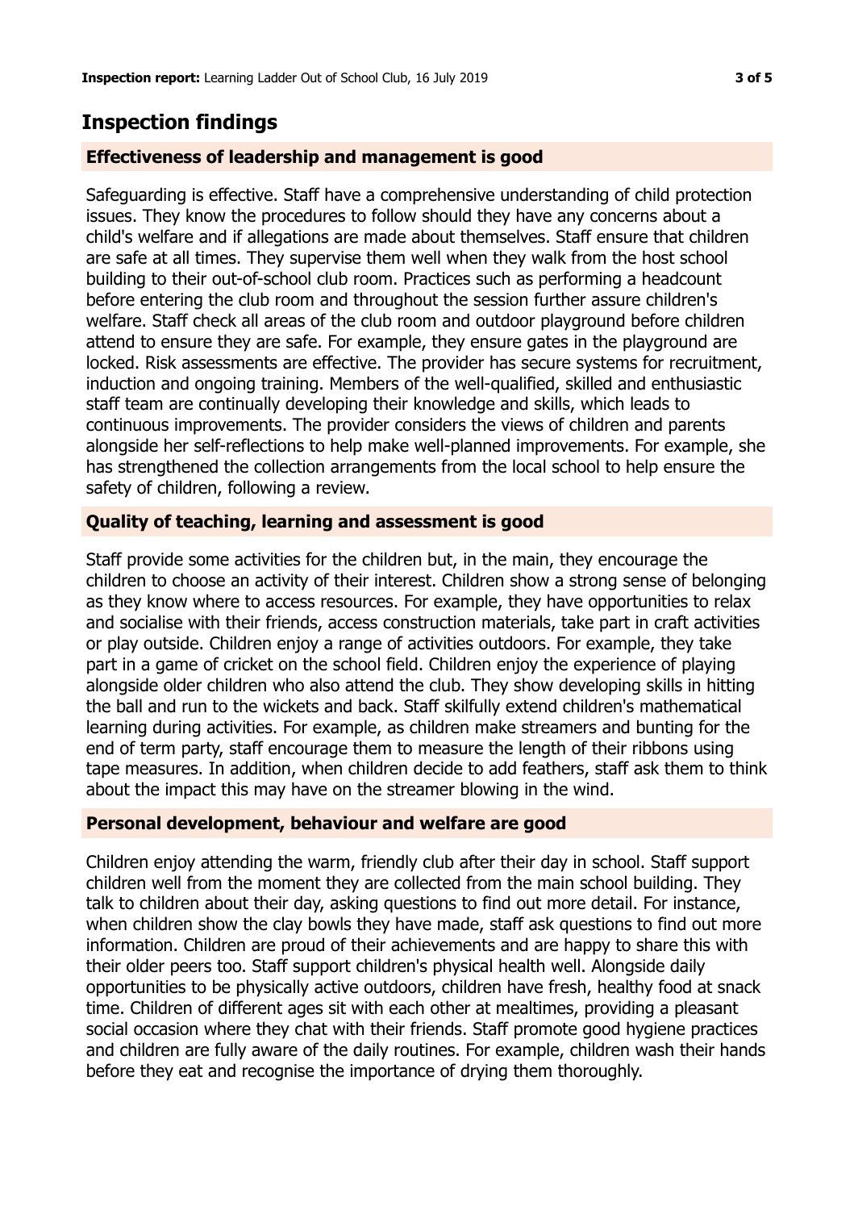## Inspection findings

### Effectiveness of leadership and management is good

Safeguarding is effective. Staff have a comprehensive understanding of child protection issues. They know the procedures to follow should they have any concerns about a child's welfare and if allegations are made about themselves. Staff ensure that children are safe at all times. They supervise them well when they walk from the host school building to their out-of-school club room. Practices such as performing a headcount before entering the club room and throughout the session further assure children's welfare. Staff check all areas of the club room and outdoor playground before children attend to ensure they are safe. For example, they ensure gates in the playground are locked. Risk assessments are effective. The provider has secure systems for recruitment, induction and ongoing training. Members of the well-qualified, skilled and enthusiastic staff team are continually developing their knowledge and skills, which leads to continuous improvements. The provider considers the views of children and parents alongside her self-reflections to help make well-planned improvements. For example, she has strengthened the collection arrangements from the local school to help ensure the safety of children, following a review.

### Quality of teaching, learning and assessment is good

Staff provide some activities for the children but, in the main, they encourage the children to choose an activity of their interest. Children show a strong sense of belonging as they know where to access resources. For example, they have opportunities to relax and socialise with their friends, access construction materials, take part in craft activities or play outside. Children enjoy a range of activities outdoors. For example, they take part in a game of cricket on the school field. Children enjoy the experience of playing alongside older children who also attend the club. They show developing skills in hitting the ball and run to the wickets and back. Staff skilfully extend children's mathematical learning during activities. For example, as children make streamers and bunting for the end of term party, staff encourage them to measure the length of their ribbons using tape measures. In addition, when children decide to add feathers, staff ask them to think about the impact this may have on the streamer blowing in the wind.

### Personal development, behaviour and welfare are good

Children enjoy attending the warm, friendly club after their day in school. Staff support children well from the moment they are collected from the main school building. They talk to children about their day, asking questions to find out more detail. For instance, when children show the clay bowls they have made, staff ask questions to find out more information. Children are proud of their achievements and are happy to share this with their older peers too. Staff support children's physical health well. Alongside daily opportunities to be physically active outdoors, children have fresh, healthy food at snack time. Children of different ages sit with each other at mealtimes, providing a pleasant social occasion where they chat with their friends. Staff promote good hygiene practices and children are fully aware of the daily routines. For example, children wash their hands before they eat and recognise the importance of drying them thoroughly.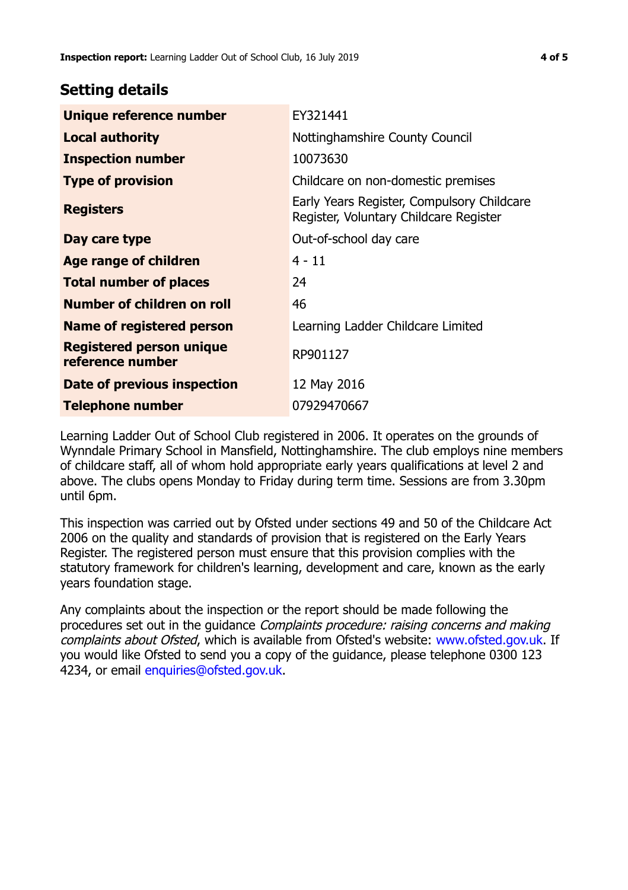## Setting details

| | |
|---|---|
| **Unique reference number** | EY321441 |
| **Local authority** | Nottinghamshire County Council |
| **Inspection number** | 10073630 |
| **Type of provision** | Childcare on non-domestic premises |
| **Registers** | Early Years Register, Compulsory Childcare Register, Voluntary Childcare Register |
| **Day care type** | Out-of-school day care |
| **Age range of children** | 4 - 11 |
| **Total number of places** | 24 |
| **Number of children on roll** | 46 |
| **Name of registered person** | Learning Ladder Childcare Limited |
| **Registered person unique reference number** | RP901127 |
| **Date of previous inspection** | 12 May 2016 |
| **Telephone number** | 07929470667 |

Learning Ladder Out of School Club registered in 2006. It operates on the grounds of Wynndale Primary School in Mansfield, Nottinghamshire. The club employs nine members of childcare staff, all of whom hold appropriate early years qualifications at level 2 and above. The clubs opens Monday to Friday during term time. Sessions are from 3.30pm until 6pm.

This inspection was carried out by Ofsted under sections 49 and 50 of the Childcare Act 2006 on the quality and standards of provision that is registered on the Early Years Register. The registered person must ensure that this provision complies with the statutory framework for children's learning, development and care, known as the early years foundation stage.

Any complaints about the inspection or the report should be made following the procedures set out in the guidance *Complaints procedure: raising concerns and making complaints about Ofsted*, which is available from Ofsted's website: www.ofsted.gov.uk. If you would like Ofsted to send you a copy of the guidance, please telephone 0300 123 4234, or email enquiries@ofsted.gov.uk.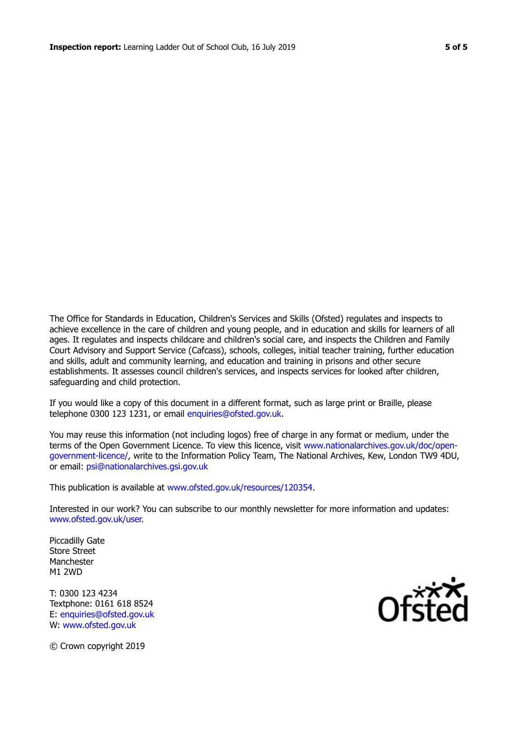The Office for Standards in Education, Children's Services and Skills (Ofsted) regulates and inspects to achieve excellence in the care of children and young people, and in education and skills for learners of all ages. It regulates and inspects childcare and children's social care, and inspects the Children and Family Court Advisory and Support Service (Cafcass), schools, colleges, initial teacher training, further education and skills, adult and community learning, and education and training in prisons and other secure establishments. It assesses council children's services, and inspects services for looked after children, safeguarding and child protection.

If you would like a copy of this document in a different format, such as large print or Braille, please telephone 0300 123 1231, or email enquiries@ofsted.gov.uk.

You may reuse this information (not including logos) free of charge in any format or medium, under the terms of the Open Government Licence. To view this licence, visit www.nationalarchives.gov.uk/doc/open-government-licence/, write to the Information Policy Team, The National Archives, Kew, London TW9 4DU, or email: psi@nationalarchives.gsi.gov.uk

This publication is available at www.ofsted.gov.uk/resources/120354.

Interested in our work? You can subscribe to our monthly newsletter for more information and updates: www.ofsted.gov.uk/user.

Piccadilly Gate
Store Street
Manchester
M1 2WD

T: 0300 123 4234
Textphone: 0161 618 8524
E: enquiries@ofsted.gov.uk
W: www.ofsted.gov.uk

© Crown copyright 2019